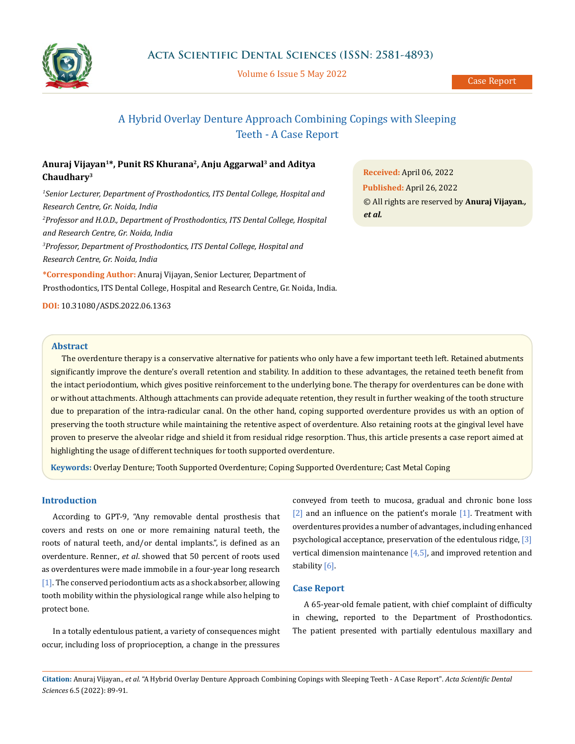# A Hybrid Overlay Denture Approach Combining Copings with Sleeping Teeth - A Case Report

**Anuraj Vijayan[1]*, Punit RS Khurana[2], Anju Aggarwal[3] and Aditya Chaudhary[3]**

*[1]Senior Lecturer, Department of Prosthodontics, ITS Dental College, Hospital and Research Centre, Gr. Noida, India*

*[2]Professor and H.O.D., Department of Prosthodontics, ITS Dental College, Hospital and Research Centre, Gr. Noida, India*

*[3]Professor, Department of Prosthodontics, ITS Dental College, Hospital and Research Centre, Gr. Noida, India*

**\*Corresponding Author:** Anuraj Vijayan, Senior Lecturer, Department of Prosthodontics, ITS Dental College, Hospital and Research Centre, Gr. Noida, India.

**DOI:** 10.31080/ASDS.2022.06.1363

**Received:** April 06, 2022

**Published:** April 26, 2022

© All rights are reserved by **Anuraj Vijayan., *et al.***

## Abstract

The overdenture therapy is a conservative alternative for patients who only have a few important teeth left. Retained abutments significantly improve the denture's overall retention and stability. In addition to these advantages, the retained teeth benefit from the intact periodontium, which gives positive reinforcement to the underlying bone. The therapy for overdentures can be done with or without attachments. Although attachments can provide adequate retention, they result in further weaking of the tooth structure due to preparation of the intra-radicular canal. On the other hand, coping supported overdenture provides us with an option of preserving the tooth structure while maintaining the retentive aspect of overdenture. Also retaining roots at the gingival level have proven to preserve the alveolar ridge and shield it from residual ridge resorption. Thus, this article presents a case report aimed at highlighting the usage of different techniques for tooth supported overdenture.

**Keywords:** Overlay Denture; Tooth Supported Overdenture; Coping Supported Overdenture; Cast Metal Coping

## Introduction

According to GPT-9, "Any removable dental prosthesis that covers and rests on one or more remaining natural teeth, the roots of natural teeth, and/or dental implants.", is defined as an overdenture. Renner., *et al*. showed that 50 percent of roots used as overdentures were made immobile in a four-year long research [1]. The conserved periodontium acts as a shock absorber, allowing tooth mobility within the physiological range while also helping to protect bone.

In a totally edentulous patient, a variety of consequences might occur, including loss of proprioception, a change in the pressures conveyed from teeth to mucosa, gradual and chronic bone loss [2] and an influence on the patient's morale [1]. Treatment with overdentures provides a number of advantages, including enhanced psychological acceptance, preservation of the edentulous ridge, [3] vertical dimension maintenance [4,5], and improved retention and stability [6].

## Case Report

A 65-year-old female patient, with chief complaint of difficulty in chewing, reported to the Department of Prosthodontics. The patient presented with partially edentulous maxillary and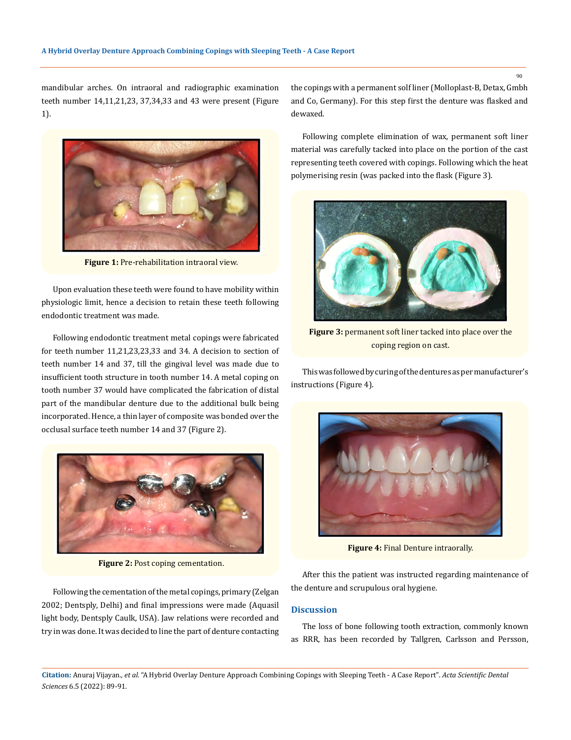mandibular arches. On intraoral and radiographic examination teeth number 14,11,21,23, 37,34,33 and 43 were present (Figure 1).

**Figure 1:** Pre-rehabilitation intraoral view.

Upon evaluation these teeth were found to have mobility within physiologic limit, hence a decision to retain these teeth following endodontic treatment was made.

Following endodontic treatment metal copings were fabricated for teeth number 11,21,23,23,33 and 34. A decision to section of teeth number 14 and 37, till the gingival level was made due to insufficient tooth structure in tooth number 14. A metal coping on tooth number 37 would have complicated the fabrication of distal part of the mandibular denture due to the additional bulk being incorporated. Hence, a thin layer of composite was bonded over the occlusal surface teeth number 14 and 37 (Figure 2).

**Figure 2:** Post coping cementation.

Following the cementation of the metal copings, primary (Zelgan 2002; Dentsply, Delhi) and final impressions were made (Aquasil light body, Dentsply Caulk, USA). Jaw relations were recorded and try in was done. It was decided to line the part of denture contacting the copings with a permanent solf liner (Molloplast-B, Detax, Gmbh and Co, Germany). For this step first the denture was flasked and dewaxed.

Following complete elimination of wax, permanent soft liner material was carefully tacked into place on the portion of the cast representing teeth covered with copings. Following which the heat polymerising resin (was packed into the flask (Figure 3).

**Figure 3:** permanent soft liner tacked into place over the coping region on cast.

This was followed by curing of the dentures as per manufacturer's instructions (Figure 4).

**Figure 4:** Final Denture intraorally.

After this the patient was instructed regarding maintenance of the denture and scrupulous oral hygiene.

## Discussion

The loss of bone following tooth extraction, commonly known as RRR, has been recorded by Tallgren, Carlsson and Persson,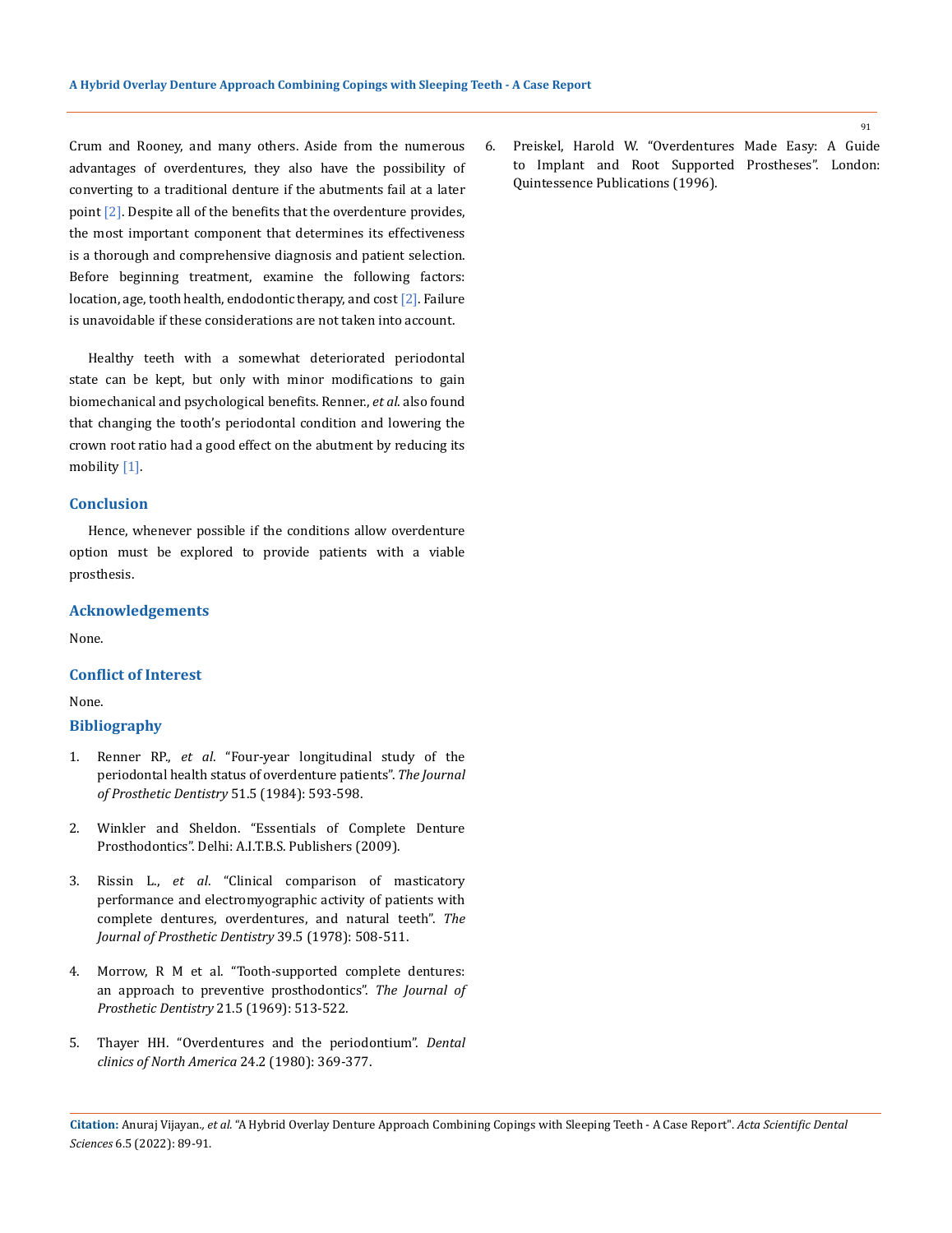Crum and Rooney, and many others. Aside from the numerous advantages of overdentures, they also have the possibility of converting to a traditional denture if the abutments fail at a later point [2]. Despite all of the benefits that the overdenture provides, the most important component that determines its effectiveness is a thorough and comprehensive diagnosis and patient selection. Before beginning treatment, examine the following factors: location, age, tooth health, endodontic therapy, and cost [2]. Failure is unavoidable if these considerations are not taken into account.

Healthy teeth with a somewhat deteriorated periodontal state can be kept, but only with minor modifications to gain biomechanical and psychological benefits. Renner., *et al*. also found that changing the tooth's periodontal condition and lowering the crown root ratio had a good effect on the abutment by reducing its mobility [1].

## Conclusion

Hence, whenever possible if the conditions allow overdenture option must be explored to provide patients with a viable prosthesis.

## Acknowledgements

None.

## Conflict of Interest

None.

## Bibliography

1. Renner RP., *et al*. "Four-year longitudinal study of the periodontal health status of overdenture patients". *The Journal of Prosthetic Dentistry* 51.5 (1984): 593-598.

2. Winkler and Sheldon. "Essentials of Complete Denture Prosthodontics". Delhi: A.I.T.B.S. Publishers (2009).

3. Rissin L., *et al*. "Clinical comparison of masticatory performance and electromyographic activity of patients with complete dentures, overdentures, and natural teeth". *The Journal of Prosthetic Dentistry* 39.5 (1978): 508-511.

4. Morrow, R M et al. "Tooth-supported complete dentures: an approach to preventive prosthodontics". *The Journal of Prosthetic Dentistry* 21.5 (1969): 513-522.

5. Thayer HH. "Overdentures and the periodontium". *Dental clinics of North America* 24.2 (1980): 369-377.

6. Preiskel, Harold W. "Overdentures Made Easy: A Guide to Implant and Root Supported Prostheses". London: Quintessence Publications (1996).